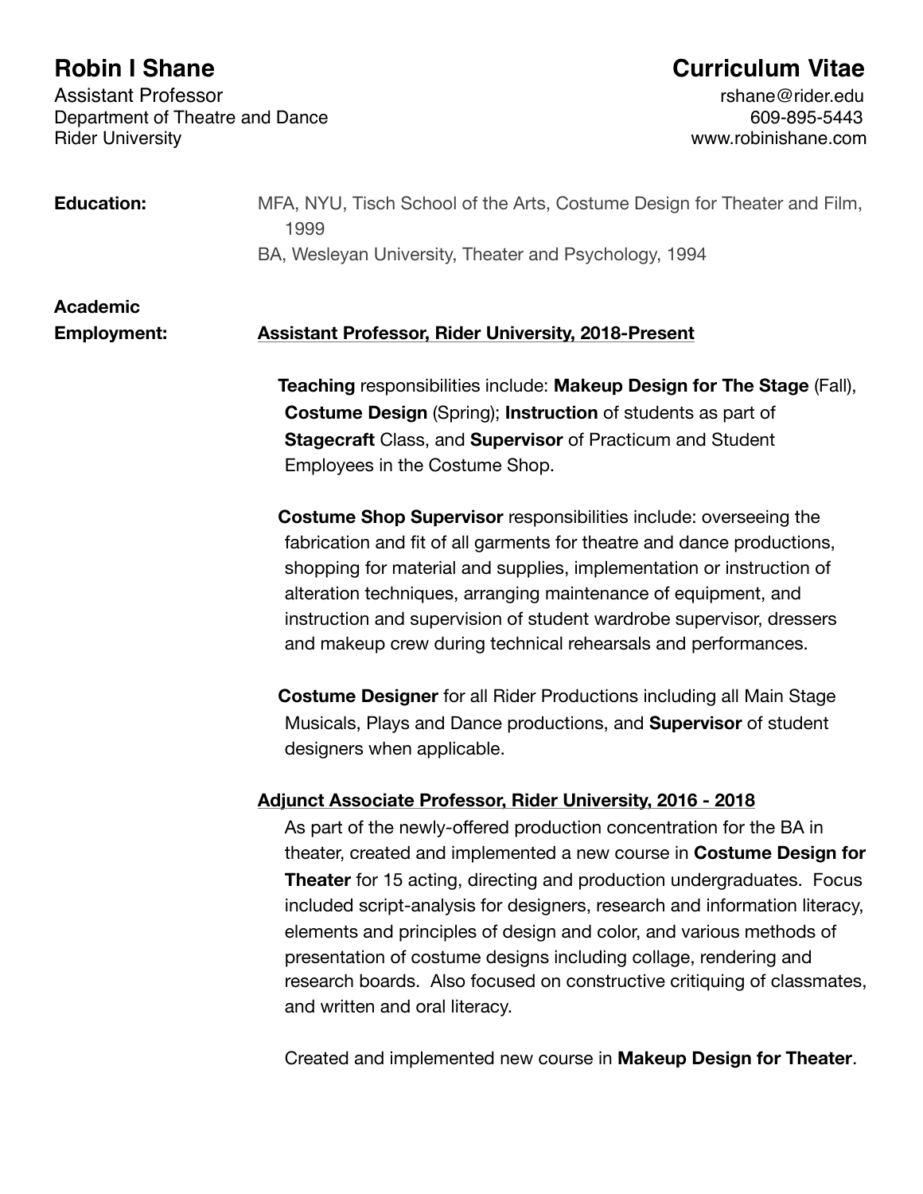# Robin I Shane

Assistant Professor
Department of Theatre and Dance
Rider University

## Curriculum Vitae

rshane@rider.edu
609-895-5443
www.robinishane.com

**Education:**

MFA, NYU, Tisch School of the Arts, Costume Design for Theater and Film, 1999

BA, Wesleyan University, Theater and Psychology, 1994

**Academic Employment:**

**Assistant Professor, Rider University, 2018-Present**

**Teaching** responsibilities include: **Makeup Design for The Stage** (Fall), **Costume Design** (Spring); **Instruction** of students as part of **Stagecraft** Class, and **Supervisor** of Practicum and Student Employees in the Costume Shop.

**Costume Shop Supervisor** responsibilities include: overseeing the fabrication and fit of all garments for theatre and dance productions, shopping for material and supplies, implementation or instruction of alteration techniques, arranging maintenance of equipment, and instruction and supervision of student wardrobe supervisor, dressers and makeup crew during technical rehearsals and performances.

**Costume Designer** for all Rider Productions including all Main Stage Musicals, Plays and Dance productions, and **Supervisor** of student designers when applicable.

**Adjunct Associate Professor, Rider University, 2016 - 2018**

As part of the newly-offered production concentration for the BA in theater, created and implemented a new course in **Costume Design for Theater** for 15 acting, directing and production undergraduates. Focus included script-analysis for designers, research and information literacy, elements and principles of design and color, and various methods of presentation of costume designs including collage, rendering and research boards. Also focused on constructive critiquing of classmates, and written and oral literacy.

Created and implemented new course in **Makeup Design for Theater**.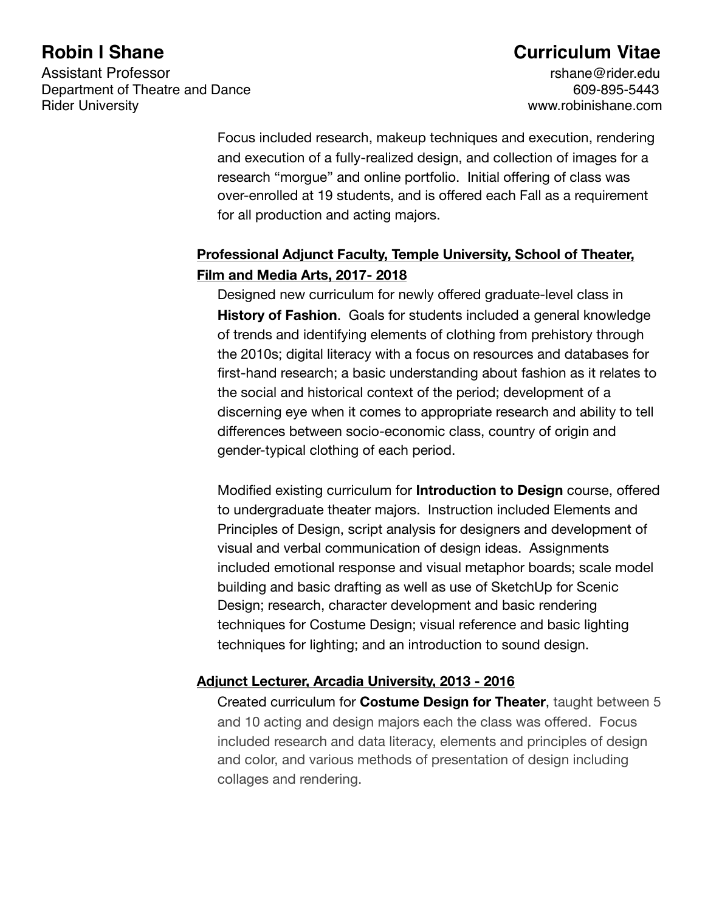Focus included research, makeup techniques and execution, rendering and execution of a fully-realized design, and collection of images for a research "morgue" and online portfolio. Initial offering of class was over-enrolled at 19 students, and is offered each Fall as a requirement for all production and acting majors.

**Professional Adjunct Faculty, Temple University, School of Theater, Film and Media Arts, 2017- 2018**

Designed new curriculum for newly offered graduate-level class in **History of Fashion**. Goals for students included a general knowledge of trends and identifying elements of clothing from prehistory through the 2010s; digital literacy with a focus on resources and databases for first-hand research; a basic understanding about fashion as it relates to the social and historical context of the period; development of a discerning eye when it comes to appropriate research and ability to tell differences between socio-economic class, country of origin and gender-typical clothing of each period.

Modified existing curriculum for **Introduction to Design** course, offered to undergraduate theater majors. Instruction included Elements and Principles of Design, script analysis for designers and development of visual and verbal communication of design ideas. Assignments included emotional response and visual metaphor boards; scale model building and basic drafting as well as use of SketchUp for Scenic Design; research, character development and basic rendering techniques for Costume Design; visual reference and basic lighting techniques for lighting; and an introduction to sound design.

**Adjunct Lecturer, Arcadia University, 2013 - 2016**

Created curriculum for **Costume Design for Theater**, taught between 5 and 10 acting and design majors each the class was offered. Focus included research and data literacy, elements and principles of design and color, and various methods of presentation of design including collages and rendering.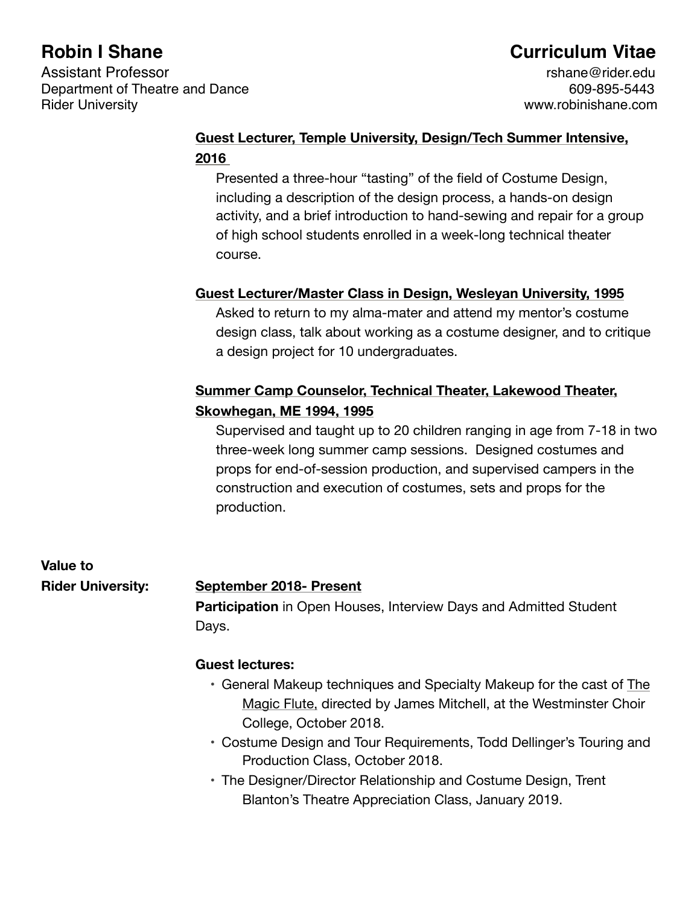**Robin I Shane** — **Curriculum Vitae**

Assistant Professor
Department of Theatre and Dance
Rider University

rshane@rider.edu
609-895-5443
www.robinishane.com

**Guest Lecturer, Temple University, Design/Tech Summer Intensive, 2016**

Presented a three-hour "tasting" of the field of Costume Design, including a description of the design process, a hands-on design activity, and a brief introduction to hand-sewing and repair for a group of high school students enrolled in a week-long technical theater course.

**Guest Lecturer/Master Class in Design, Wesleyan University, 1995**

Asked to return to my alma-mater and attend my mentor's costume design class, talk about working as a costume designer, and to critique a design project for 10 undergraduates.

**Summer Camp Counselor, Technical Theater, Lakewood Theater, Skowhegan, ME 1994, 1995**

Supervised and taught up to 20 children ranging in age from 7-18 in two three-week long summer camp sessions. Designed costumes and props for end-of-session production, and supervised campers in the construction and execution of costumes, sets and props for the production.

## Value to Rider University:

**September 2018- Present**

**Participation** in Open Houses, Interview Days and Admitted Student Days.

**Guest lectures:**

- General Makeup techniques and Specialty Makeup for the cast of The Magic Flute, directed by James Mitchell, at the Westminster Choir College, October 2018.
- Costume Design and Tour Requirements, Todd Dellinger's Touring and Production Class, October 2018.
- The Designer/Director Relationship and Costume Design, Trent Blanton's Theatre Appreciation Class, January 2019.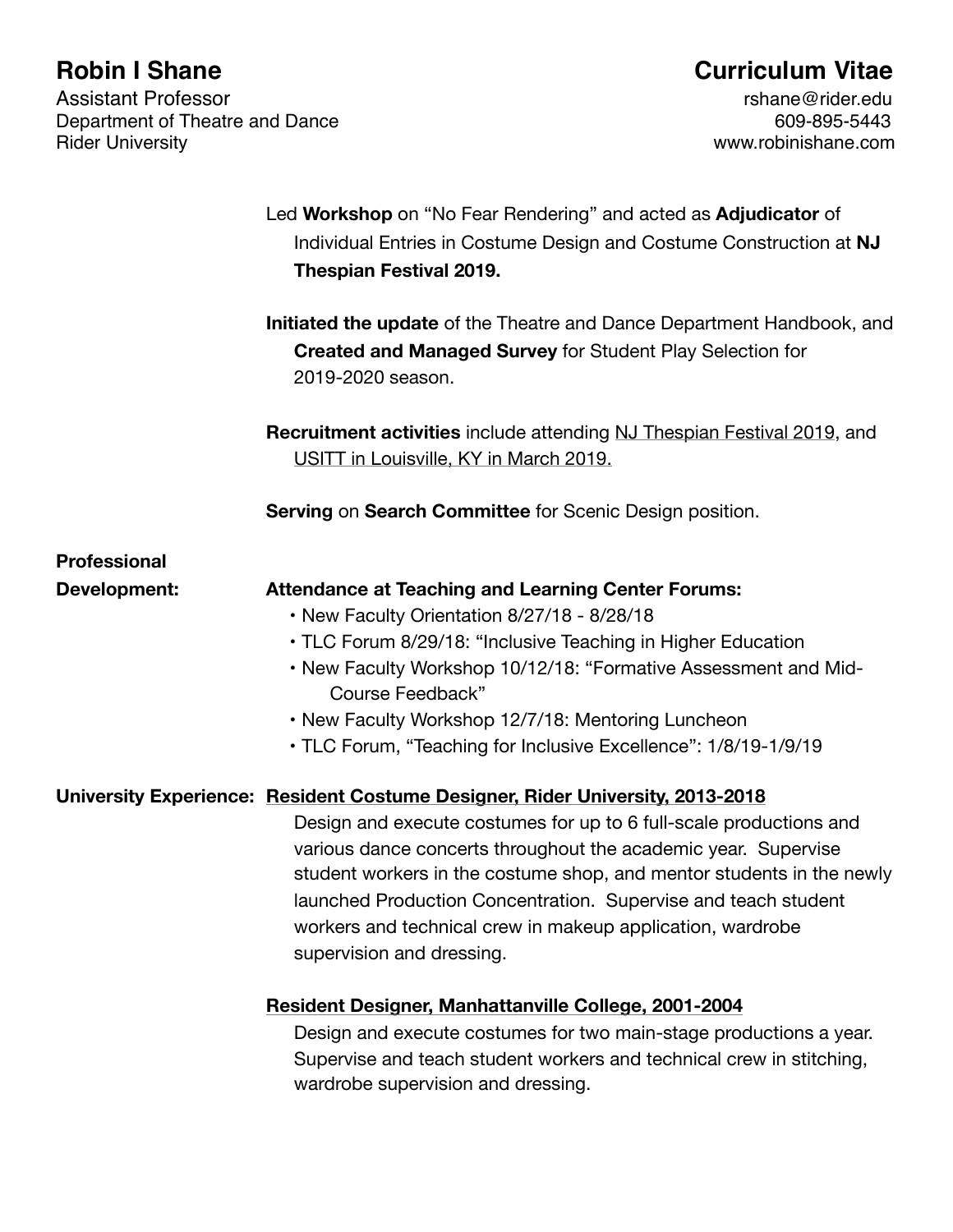**Robin I Shane** | **Curriculum Vitae**

Assistant Professor
Department of Theatre and Dance
Rider University

rshane@rider.edu
609-895-5443
www.robinishane.com

Led **Workshop** on "No Fear Rendering" and acted as **Adjudicator** of Individual Entries in Costume Design and Costume Construction at **NJ Thespian Festival 2019.**

**Initiated the update** of the Theatre and Dance Department Handbook, and **Created and Managed Survey** for Student Play Selection for 2019-2020 season.

**Recruitment activities** include attending NJ Thespian Festival 2019, and USITT in Louisville, KY in March 2019.

**Serving** on **Search Committee** for Scenic Design position.

**Professional Development:**

**Attendance at Teaching and Learning Center Forums:**

- New Faculty Orientation 8/27/18 - 8/28/18
- TLC Forum 8/29/18: "Inclusive Teaching in Higher Education
- New Faculty Workshop 10/12/18: "Formative Assessment and Mid-Course Feedback"
- New Faculty Workshop 12/7/18: Mentoring Luncheon
- TLC Forum, "Teaching for Inclusive Excellence": 1/8/19-1/9/19

**University Experience:**

**Resident Costume Designer, Rider University, 2013-2018**

Design and execute costumes for up to 6 full-scale productions and various dance concerts throughout the academic year. Supervise student workers in the costume shop, and mentor students in the newly launched Production Concentration. Supervise and teach student workers and technical crew in makeup application, wardrobe supervision and dressing.

**Resident Designer, Manhattanville College, 2001-2004**

Design and execute costumes for two main-stage productions a year. Supervise and teach student workers and technical crew in stitching, wardrobe supervision and dressing.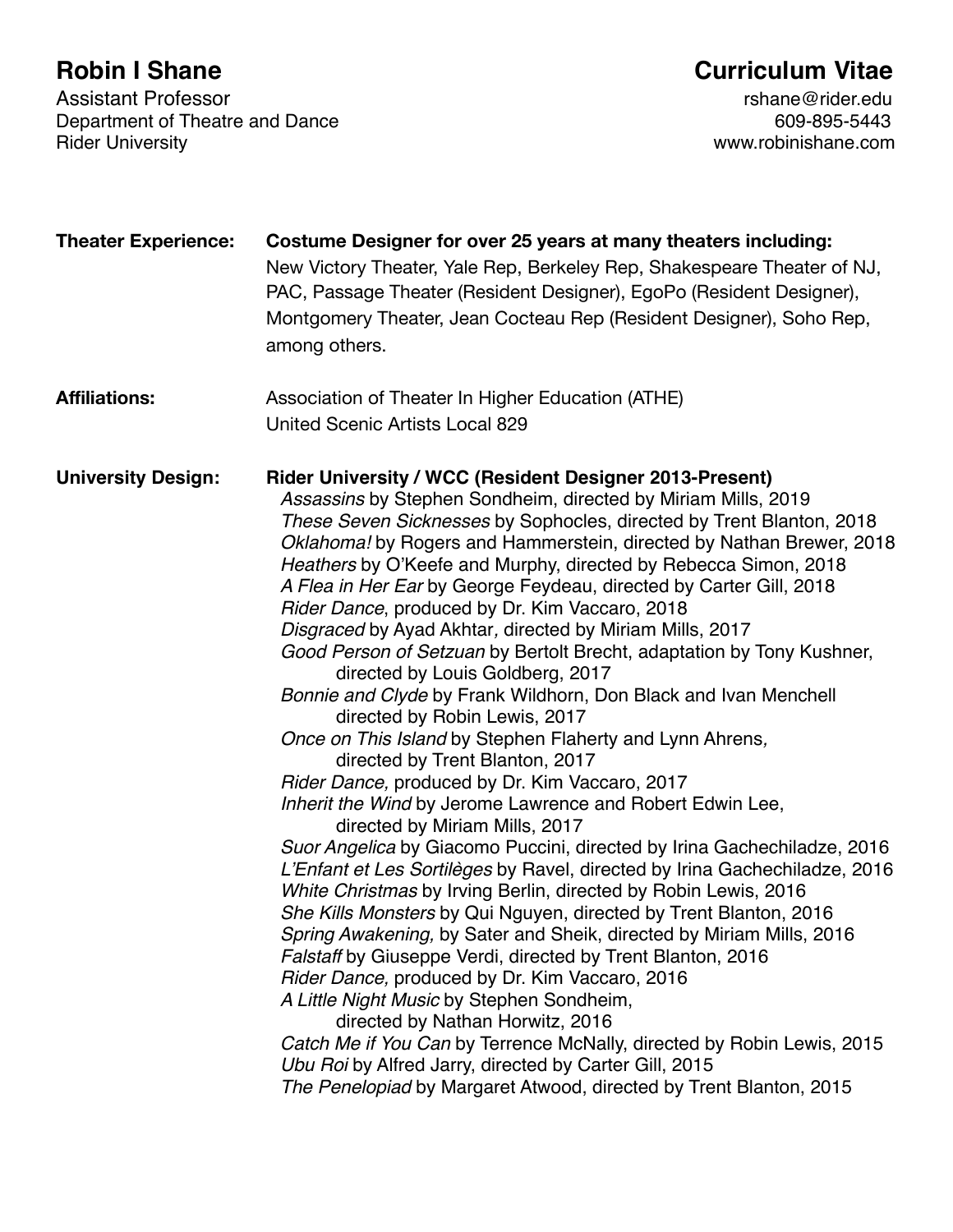**Robin I Shane**

Assistant Professor
Department of Theatre and Dance
Rider University

**Curriculum Vitae**

rshane@rider.edu
609-895-5443
www.robinishane.com

**Theater Experience:**

**Costume Designer for over 25 years at many theaters including:**
New Victory Theater, Yale Rep, Berkeley Rep, Shakespeare Theater of NJ, PAC, Passage Theater (Resident Designer), EgoPo (Resident Designer), Montgomery Theater, Jean Cocteau Rep (Resident Designer), Soho Rep, among others.

**Affiliations:**

Association of Theater In Higher Education (ATHE)
United Scenic Artists Local 829

**University Design:**

**Rider University / WCC (Resident Designer 2013-Present)**

*Assassins* by Stephen Sondheim, directed by Miriam Mills, 2019
*These Seven Sicknesses* by Sophocles, directed by Trent Blanton, 2018
*Oklahoma!* by Rogers and Hammerstein, directed by Nathan Brewer, 2018
*Heathers* by O'Keefe and Murphy, directed by Rebecca Simon, 2018
*A Flea in Her Ear* by George Feydeau, directed by Carter Gill, 2018
*Rider Dance*, produced by Dr. Kim Vaccaro, 2018
*Disgraced* by Ayad Akhtar, directed by Miriam Mills, 2017
*Good Person of Setzuan* by Bertolt Brecht, adaptation by Tony Kushner, directed by Louis Goldberg, 2017
*Bonnie and Clyde* by Frank Wildhorn, Don Black and Ivan Menchell directed by Robin Lewis, 2017
*Once on This Island* by Stephen Flaherty and Lynn Ahrens, directed by Trent Blanton, 2017
*Rider Dance,* produced by Dr. Kim Vaccaro, 2017
*Inherit the Wind* by Jerome Lawrence and Robert Edwin Lee, directed by Miriam Mills, 2017
*Suor Angelica* by Giacomo Puccini, directed by Irina Gachechiladze, 2016
*L'Enfant et Les Sortilèges* by Ravel, directed by Irina Gachechiladze, 2016
*White Christmas* by Irving Berlin, directed by Robin Lewis, 2016
*She Kills Monsters* by Qui Nguyen, directed by Trent Blanton, 2016
*Spring Awakening,* by Sater and Sheik, directed by Miriam Mills, 2016
*Falstaff* by Giuseppe Verdi, directed by Trent Blanton, 2016
*Rider Dance,* produced by Dr. Kim Vaccaro, 2016
*A Little Night Music* by Stephen Sondheim, directed by Nathan Horwitz, 2016
*Catch Me if You Can* by Terrence McNally, directed by Robin Lewis, 2015
*Ubu Roi* by Alfred Jarry, directed by Carter Gill, 2015
*The Penelopiad* by Margaret Atwood, directed by Trent Blanton, 2015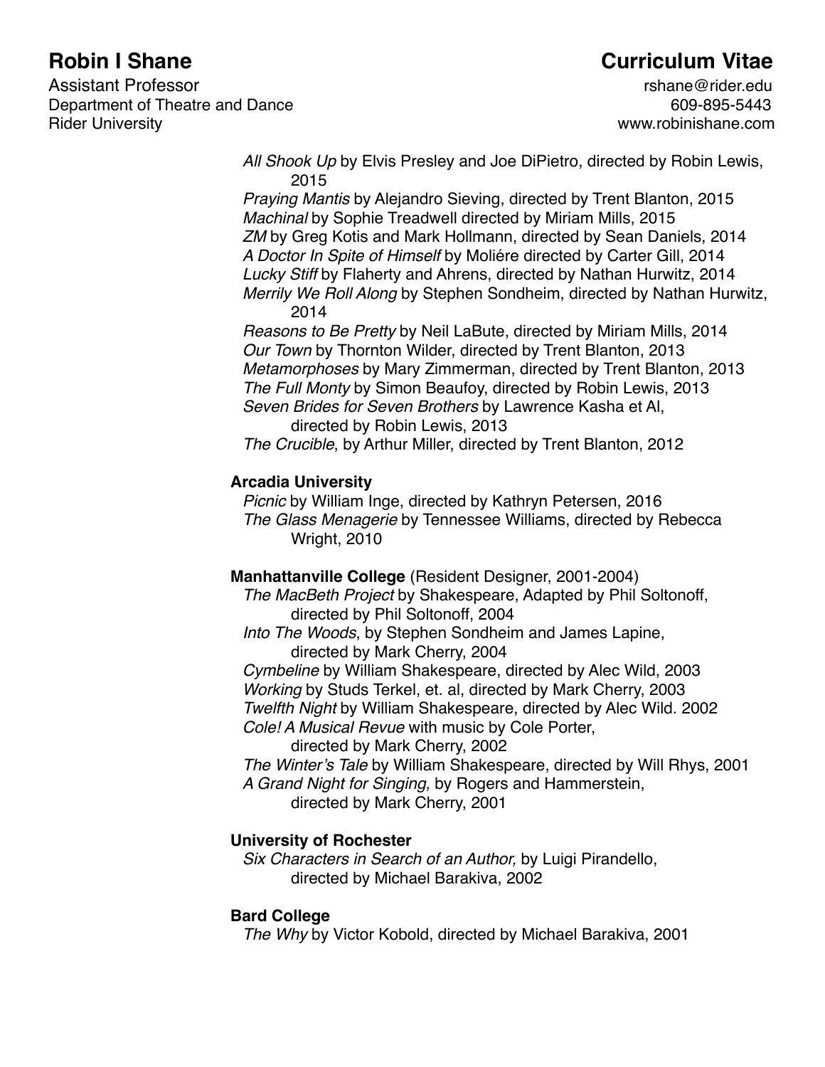All Shook Up by Elvis Presley and Joe DiPietro, directed by Robin Lewis, 2015
*Praying Mantis* by Alejandro Sieving, directed by Trent Blanton, 2015
*Machinal* by Sophie Treadwell directed by Miriam Mills, 2015
*ZM* by Greg Kotis and Mark Hollmann, directed by Sean Daniels, 2014
*A Doctor In Spite of Himself* by Moliére directed by Carter Gill, 2014
*Lucky Stiff* by Flaherty and Ahrens, directed by Nathan Hurwitz, 2014
*Merrily We Roll Along* by Stephen Sondheim, directed by Nathan Hurwitz, 2014
*Reasons to Be Pretty* by Neil LaBute, directed by Miriam Mills, 2014
*Our Town* by Thornton Wilder, directed by Trent Blanton, 2013
*Metamorphoses* by Mary Zimmerman, directed by Trent Blanton, 2013
*The Full Monty* by Simon Beaufoy, directed by Robin Lewis, 2013
*Seven Brides for Seven Brothers* by Lawrence Kasha et Al, directed by Robin Lewis, 2013
*The Crucible*, by Arthur Miller, directed by Trent Blanton, 2012

**Arcadia University**
*Picnic* by William Inge, directed by Kathryn Petersen, 2016
*The Glass Menagerie* by Tennessee Williams, directed by Rebecca Wright, 2010

**Manhattanville College** (Resident Designer, 2001-2004)
*The MacBeth Project* by Shakespeare, Adapted by Phil Soltonoff, directed by Phil Soltonoff, 2004
*Into The Woods*, by Stephen Sondheim and James Lapine, directed by Mark Cherry, 2004
*Cymbeline* by William Shakespeare, directed by Alec Wild, 2003
*Working* by Studs Terkel, et. al, directed by Mark Cherry, 2003
*Twelfth Night* by William Shakespeare, directed by Alec Wild. 2002
*Cole! A Musical Revue* with music by Cole Porter, directed by Mark Cherry, 2002
*The Winter's Tale* by William Shakespeare, directed by Will Rhys, 2001
*A Grand Night for Singing,* by Rogers and Hammerstein, directed by Mark Cherry, 2001

**University of Rochester**
*Six Characters in Search of an Author,* by Luigi Pirandello, directed by Michael Barakiva, 2002

**Bard College**
*The Why* by Victor Kobold, directed by Michael Barakiva, 2001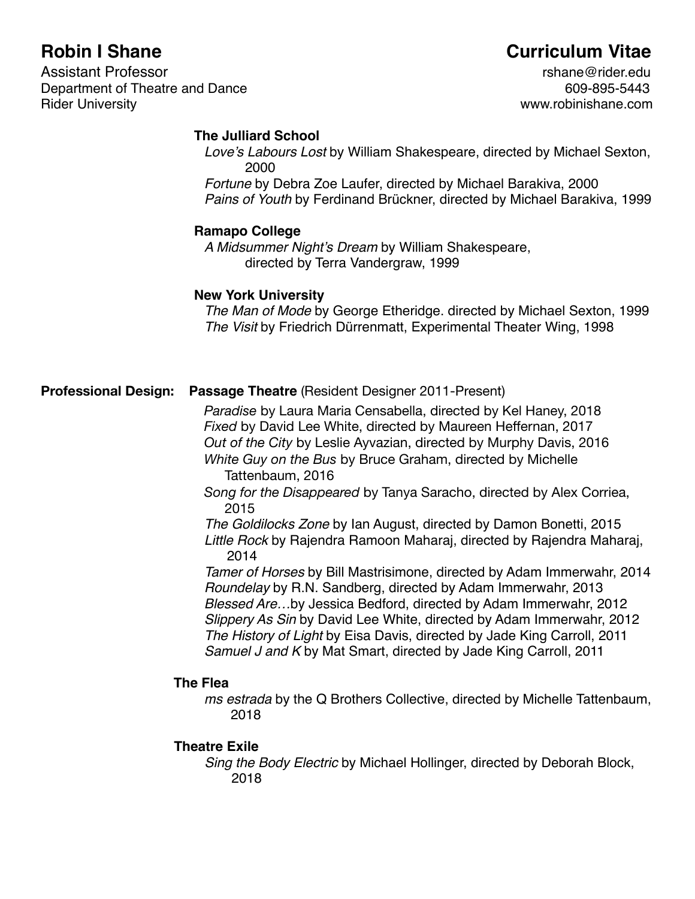# Robin I Shane

# Curriculum Vitae

Assistant Professor
Department of Theatre and Dance
Rider University

rshane@rider.edu
609-895-5443
www.robinishane.com

**The Julliard School**

*Love's Labours Lost* by William Shakespeare, directed by Michael Sexton, 2000
*Fortune* by Debra Zoe Laufer, directed by Michael Barakiva, 2000
*Pains of Youth* by Ferdinand Brückner, directed by Michael Barakiva, 1999

**Ramapo College**

*A Midsummer Night's Dream* by William Shakespeare, directed by Terra Vandergraw, 1999

**New York University**

*The Man of Mode* by George Etheridge. directed by Michael Sexton, 1999
*The Visit* by Friedrich Dürrenmatt, Experimental Theater Wing, 1998

**Professional Design:** **Passage Theatre** (Resident Designer 2011-Present)

*Paradise* by Laura Maria Censabella, directed by Kel Haney, 2018
*Fixed* by David Lee White, directed by Maureen Heffernan, 2017
*Out of the City* by Leslie Ayvazian, directed by Murphy Davis, 2016
*White Guy on the Bus* by Bruce Graham, directed by Michelle Tattenbaum, 2016
*Song for the Disappeared* by Tanya Saracho, directed by Alex Corriea, 2015
*The Goldilocks Zone* by Ian August, directed by Damon Bonetti, 2015
*Little Rock* by Rajendra Ramoon Maharaj, directed by Rajendra Maharaj, 2014
*Tamer of Horses* by Bill Mastrisimone, directed by Adam Immerwahr, 2014
*Roundelay* by R.N. Sandberg, directed by Adam Immerwahr, 2013
*Blessed Are…*by Jessica Bedford, directed by Adam Immerwahr, 2012
*Slippery As Sin* by David Lee White, directed by Adam Immerwahr, 2012
*The History of Light* by Eisa Davis, directed by Jade King Carroll, 2011
*Samuel J and K* by Mat Smart, directed by Jade King Carroll, 2011

**The Flea**

*ms estrada* by the Q Brothers Collective, directed by Michelle Tattenbaum, 2018

**Theatre Exile**

*Sing the Body Electric* by Michael Hollinger, directed by Deborah Block, 2018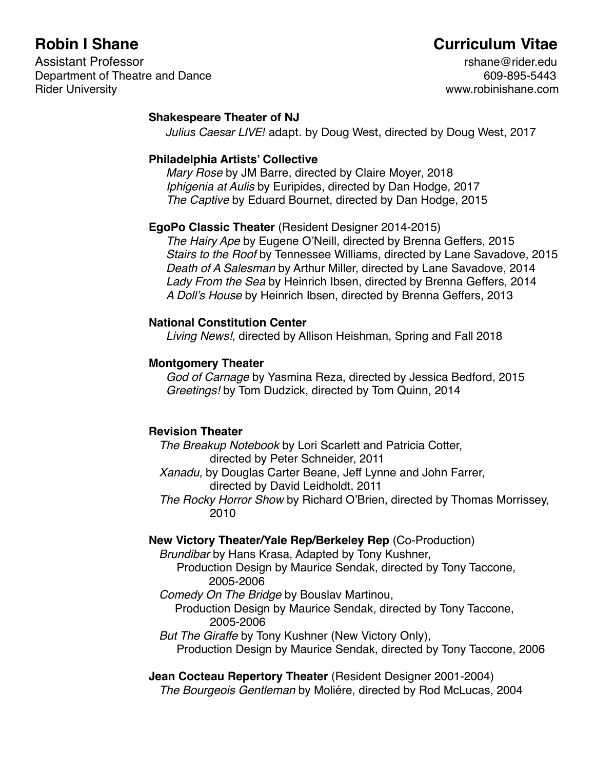# Robin I Shane

Assistant Professor
Department of Theatre and Dance
Rider University

# Curriculum Vitae

rshane@rider.edu
609-895-5443
www.robinishane.com

**Shakespeare Theater of NJ**
*Julius Caesar LIVE!* adapt. by Doug West, directed by Doug West, 2017

**Philadelphia Artists' Collective**
*Mary Rose* by JM Barre, directed by Claire Moyer, 2018
*Iphigenia at Aulis* by Euripides, directed by Dan Hodge, 2017
*The Captive* by Eduard Bournet, directed by Dan Hodge, 2015

**EgoPo Classic Theater** (Resident Designer 2014-2015)
*The Hairy Ape* by Eugene O'Neill, directed by Brenna Geffers, 2015
*Stairs to the Roof* by Tennessee Williams, directed by Lane Savadove, 2015
*Death of A Salesman* by Arthur Miller, directed by Lane Savadove, 2014
*Lady From the Sea* by Heinrich Ibsen, directed by Brenna Geffers, 2014
*A Doll's House* by Heinrich Ibsen, directed by Brenna Geffers, 2013

**National Constitution Center**
*Living News!,* directed by Allison Heishman, Spring and Fall 2018

**Montgomery Theater**
*God of Carnage* by Yasmina Reza, directed by Jessica Bedford, 2015
*Greetings!* by Tom Dudzick, directed by Tom Quinn, 2014

**Revision Theater**
*The Breakup Notebook* by Lori Scarlett and Patricia Cotter, directed by Peter Schneider, 2011
*Xanadu,* by Douglas Carter Beane, Jeff Lynne and John Farrer, directed by David Leidholdt, 2011
*The Rocky Horror Show* by Richard O'Brien, directed by Thomas Morrissey, 2010

**New Victory Theater/Yale Rep/Berkeley Rep** (Co-Production)
*Brundibar* by Hans Krasa, Adapted by Tony Kushner, Production Design by Maurice Sendak, directed by Tony Taccone, 2005-2006
*Comedy On The Bridge* by Bouslav Martinou, Production Design by Maurice Sendak, directed by Tony Taccone, 2005-2006
*But The Giraffe* by Tony Kushner (New Victory Only), Production Design by Maurice Sendak, directed by Tony Taccone, 2006

**Jean Cocteau Repertory Theater** (Resident Designer 2001-2004)
*The Bourgeois Gentleman* by Moliére, directed by Rod McLucas, 2004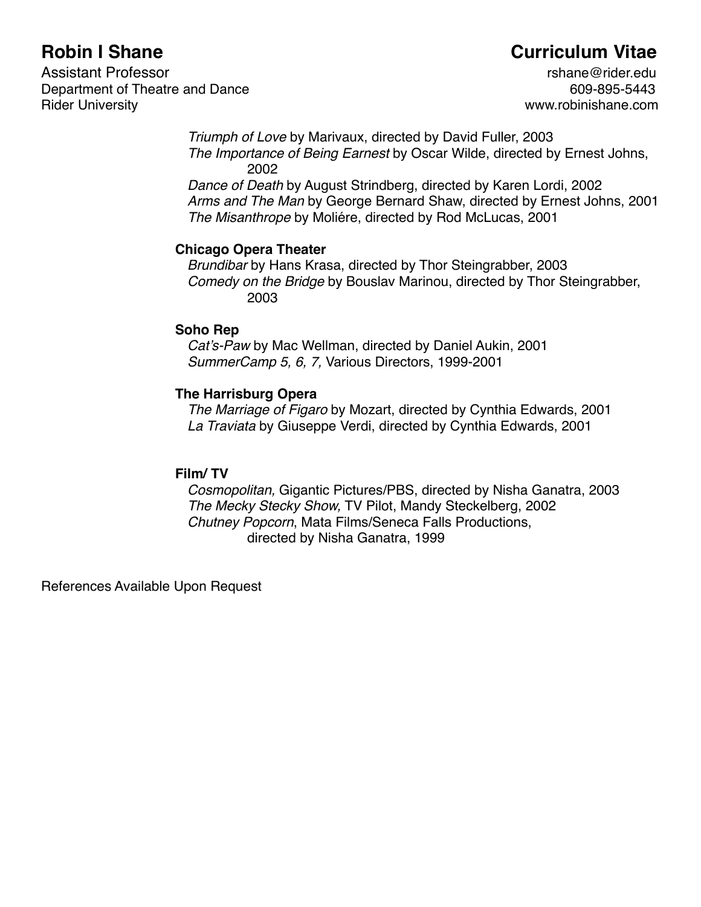*Triumph of Love* by Marivaux, directed by David Fuller, 2003
*The Importance of Being Earnest* by Oscar Wilde, directed by Ernest Johns, 2002
*Dance of Death* by August Strindberg, directed by Karen Lordi, 2002
*Arms and The Man* by George Bernard Shaw, directed by Ernest Johns, 2001
*The Misanthrope* by Moliére, directed by Rod McLucas, 2001

**Chicago Opera Theater**
*Brundibar* by Hans Krasa, directed by Thor Steingrabber, 2003
*Comedy on the Bridge* by Bouslav Marinou, directed by Thor Steingrabber, 2003

**Soho Rep**
*Cat's-Paw* by Mac Wellman, directed by Daniel Aukin, 2001
*SummerCamp 5, 6, 7,* Various Directors, 1999-2001

**The Harrisburg Opera**
*The Marriage of Figaro* by Mozart, directed by Cynthia Edwards, 2001
*La Traviata* by Giuseppe Verdi, directed by Cynthia Edwards, 2001

**Film/ TV**
*Cosmopolitan,* Gigantic Pictures/PBS, directed by Nisha Ganatra, 2003
*The Mecky Stecky Show,* TV Pilot, Mandy Steckelberg, 2002
*Chutney Popcorn*, Mata Films/Seneca Falls Productions, directed by Nisha Ganatra, 1999

References Available Upon Request